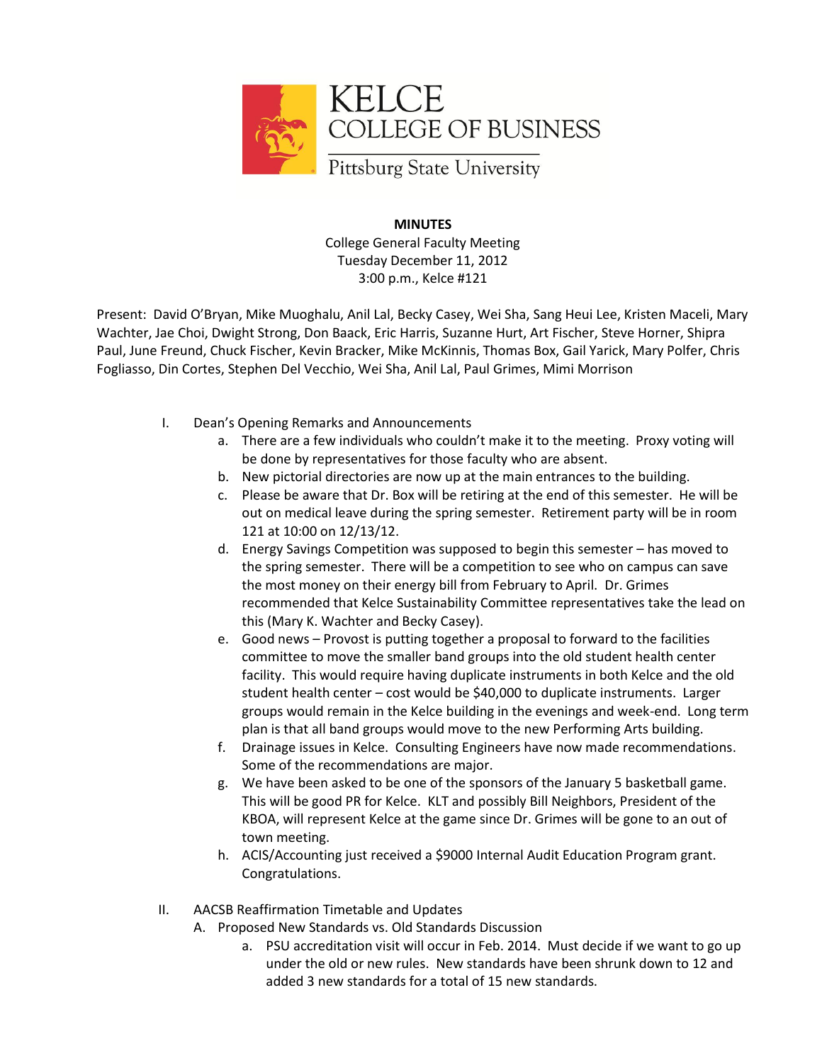KELCE
COLLEGE OF BUSINESS
Pittsburg State University

**MINUTES**

College General Faculty Meeting
Tuesday December 11, 2012
3:00 p.m., Kelce #121

Present: David O'Bryan, Mike Muoghalu, Anil Lal, Becky Casey, Wei Sha, Sang Heui Lee, Kristen Maceli, Mary Wachter, Jae Choi, Dwight Strong, Don Baack, Eric Harris, Suzanne Hurt, Art Fischer, Steve Horner, Shipra Paul, June Freund, Chuck Fischer, Kevin Bracker, Mike McKinnis, Thomas Box, Gail Yarick, Mary Polfer, Chris Fogliasso, Din Cortes, Stephen Del Vecchio, Wei Sha, Anil Lal, Paul Grimes, Mimi Morrison

I. Dean's Opening Remarks and Announcements
   a. There are a few individuals who couldn't make it to the meeting. Proxy voting will be done by representatives for those faculty who are absent.
   b. New pictorial directories are now up at the main entrances to the building.
   c. Please be aware that Dr. Box will be retiring at the end of this semester. He will be out on medical leave during the spring semester. Retirement party will be in room 121 at 10:00 on 12/13/12.
   d. Energy Savings Competition was supposed to begin this semester – has moved to the spring semester. There will be a competition to see who on campus can save the most money on their energy bill from February to April. Dr. Grimes recommended that Kelce Sustainability Committee representatives take the lead on this (Mary K. Wachter and Becky Casey).
   e. Good news – Provost is putting together a proposal to forward to the facilities committee to move the smaller band groups into the old student health center facility. This would require having duplicate instruments in both Kelce and the old student health center – cost would be $40,000 to duplicate instruments. Larger groups would remain in the Kelce building in the evenings and week-end. Long term plan is that all band groups would move to the new Performing Arts building.
   f. Drainage issues in Kelce. Consulting Engineers have now made recommendations. Some of the recommendations are major.
   g. We have been asked to be one of the sponsors of the January 5 basketball game. This will be good PR for Kelce. KLT and possibly Bill Neighbors, President of the KBOA, will represent Kelce at the game since Dr. Grimes will be gone to an out of town meeting.
   h. ACIS/Accounting just received a $9000 Internal Audit Education Program grant. Congratulations.

II. AACSB Reaffirmation Timetable and Updates
   A. Proposed New Standards vs. Old Standards Discussion
      a. PSU accreditation visit will occur in Feb. 2014. Must decide if we want to go up under the old or new rules. New standards have been shrunk down to 12 and added 3 new standards for a total of 15 new standards.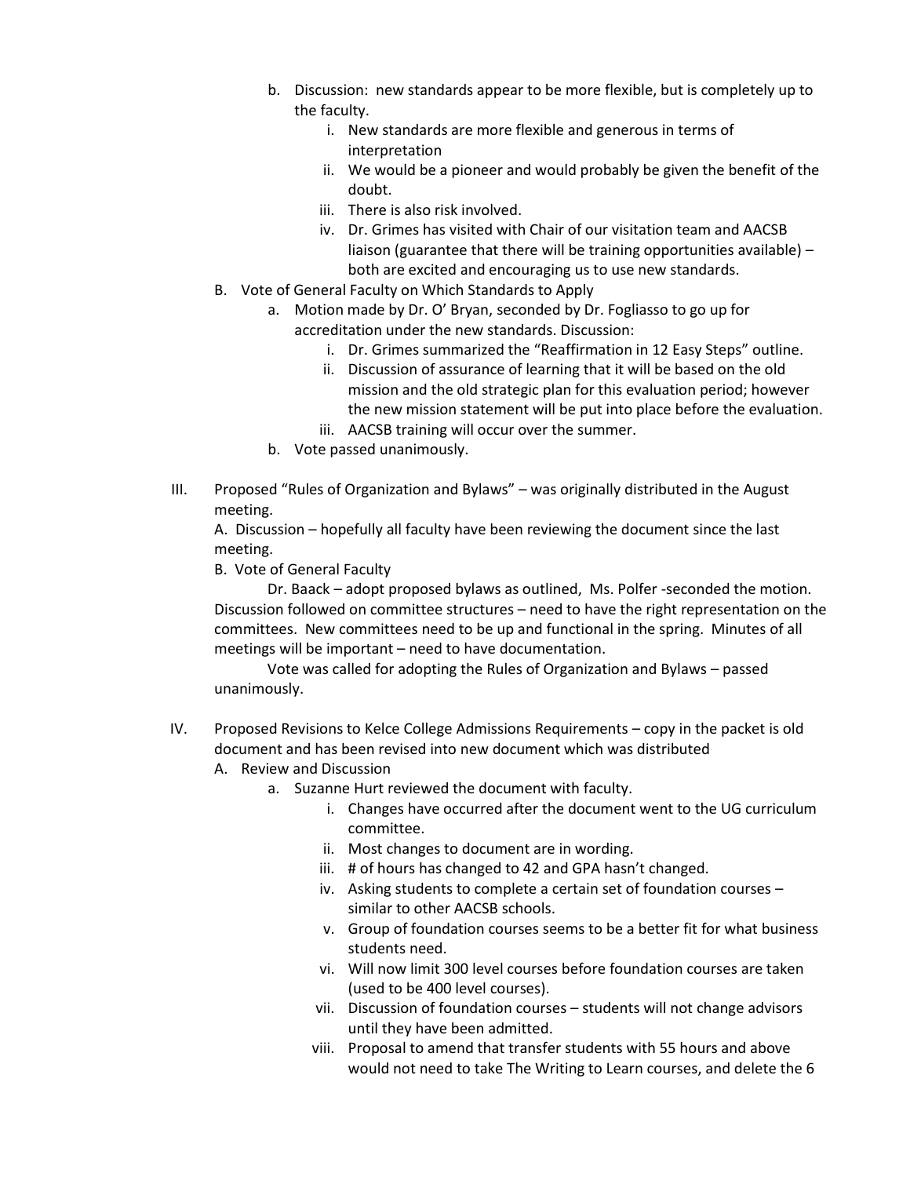b. Discussion: new standards appear to be more flexible, but is completely up to the faculty.
   i. New standards are more flexible and generous in terms of interpretation
   ii. We would be a pioneer and would probably be given the benefit of the doubt.
   iii. There is also risk involved.
   iv. Dr. Grimes has visited with Chair of our visitation team and AACSB liaison (guarantee that there will be training opportunities available) – both are excited and encouraging us to use new standards.

B. Vote of General Faculty on Which Standards to Apply
   a. Motion made by Dr. O' Bryan, seconded by Dr. Fogliasso to go up for accreditation under the new standards. Discussion:
      i. Dr. Grimes summarized the "Reaffirmation in 12 Easy Steps" outline.
      ii. Discussion of assurance of learning that it will be based on the old mission and the old strategic plan for this evaluation period; however the new mission statement will be put into place before the evaluation.
      iii. AACSB training will occur over the summer.
   b. Vote passed unanimously.

III. Proposed "Rules of Organization and Bylaws" – was originally distributed in the August meeting.

A. Discussion – hopefully all faculty have been reviewing the document since the last meeting.

B. Vote of General Faculty

Dr. Baack – adopt proposed bylaws as outlined, Ms. Polfer -seconded the motion. Discussion followed on committee structures – need to have the right representation on the committees. New committees need to be up and functional in the spring. Minutes of all meetings will be important – need to have documentation.

Vote was called for adopting the Rules of Organization and Bylaws – passed unanimously.

IV. Proposed Revisions to Kelce College Admissions Requirements – copy in the packet is old document and has been revised into new document which was distributed

A. Review and Discussion
   a. Suzanne Hurt reviewed the document with faculty.
      i. Changes have occurred after the document went to the UG curriculum committee.
      ii. Most changes to document are in wording.
      iii. # of hours has changed to 42 and GPA hasn't changed.
      iv. Asking students to complete a certain set of foundation courses – similar to other AACSB schools.
      v. Group of foundation courses seems to be a better fit for what business students need.
      vi. Will now limit 300 level courses before foundation courses are taken (used to be 400 level courses).
      vii. Discussion of foundation courses – students will not change advisors until they have been admitted.
      viii. Proposal to amend that transfer students with 55 hours and above would not need to take The Writing to Learn courses, and delete the 6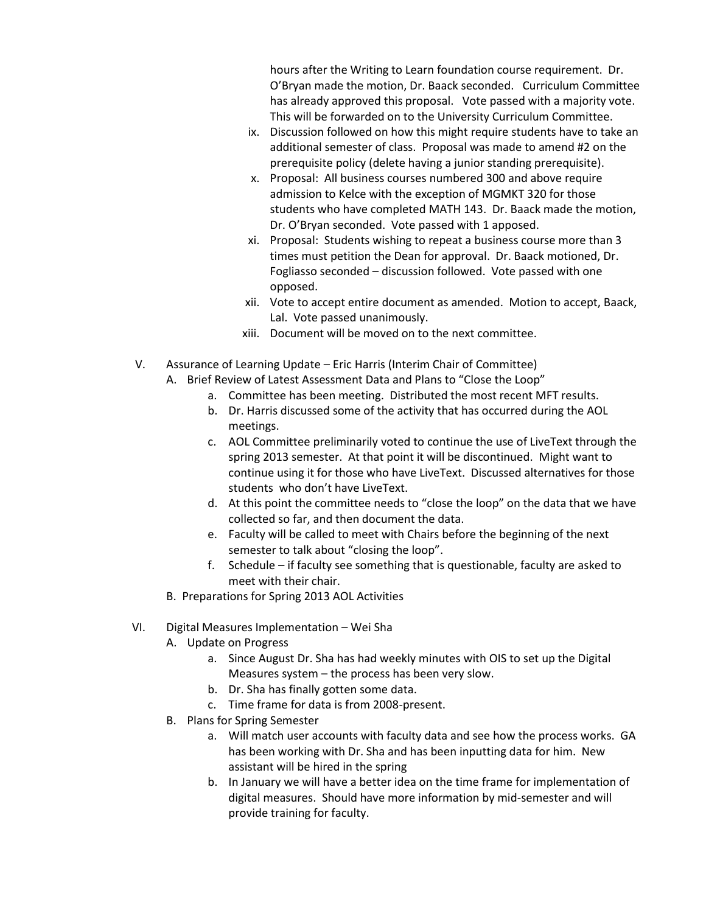hours after the Writing to Learn foundation course requirement. Dr. O'Bryan made the motion, Dr. Baack seconded. Curriculum Committee has already approved this proposal. Vote passed with a majority vote. This will be forwarded on to the University Curriculum Committee.

ix. Discussion followed on how this might require students have to take an additional semester of class. Proposal was made to amend #2 on the prerequisite policy (delete having a junior standing prerequisite).

x. Proposal: All business courses numbered 300 and above require admission to Kelce with the exception of MGMKT 320 for those students who have completed MATH 143. Dr. Baack made the motion, Dr. O'Bryan seconded. Vote passed with 1 apposed.

xi. Proposal: Students wishing to repeat a business course more than 3 times must petition the Dean for approval. Dr. Baack motioned, Dr. Fogliasso seconded – discussion followed. Vote passed with one opposed.

xii. Vote to accept entire document as amended. Motion to accept, Baack, Lal. Vote passed unanimously.

xiii. Document will be moved on to the next committee.

V. Assurance of Learning Update – Eric Harris (Interim Chair of Committee)

A. Brief Review of Latest Assessment Data and Plans to "Close the Loop"

a. Committee has been meeting. Distributed the most recent MFT results.

b. Dr. Harris discussed some of the activity that has occurred during the AOL meetings.

c. AOL Committee preliminarily voted to continue the use of LiveText through the spring 2013 semester. At that point it will be discontinued. Might want to continue using it for those who have LiveText. Discussed alternatives for those students who don't have LiveText.

d. At this point the committee needs to "close the loop" on the data that we have collected so far, and then document the data.

e. Faculty will be called to meet with Chairs before the beginning of the next semester to talk about "closing the loop".

f. Schedule – if faculty see something that is questionable, faculty are asked to meet with their chair.

B. Preparations for Spring 2013 AOL Activities

VI. Digital Measures Implementation – Wei Sha

A. Update on Progress

a. Since August Dr. Sha has had weekly minutes with OIS to set up the Digital Measures system – the process has been very slow.

b. Dr. Sha has finally gotten some data.

c. Time frame for data is from 2008-present.

B. Plans for Spring Semester

a. Will match user accounts with faculty data and see how the process works. GA has been working with Dr. Sha and has been inputting data for him. New assistant will be hired in the spring

b. In January we will have a better idea on the time frame for implementation of digital measures. Should have more information by mid-semester and will provide training for faculty.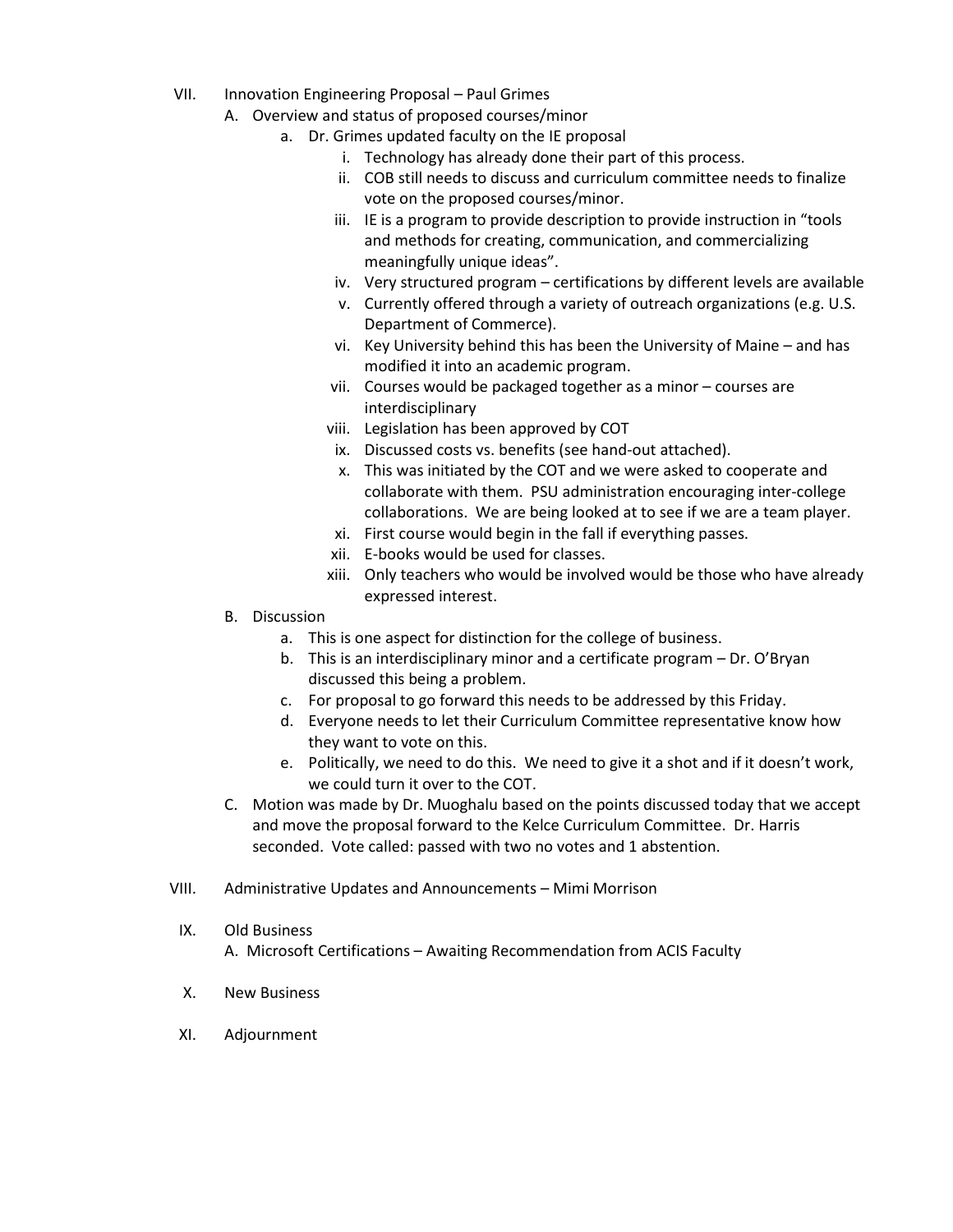VII. Innovation Engineering Proposal – Paul Grimes

   A. Overview and status of proposed courses/minor

      a. Dr. Grimes updated faculty on the IE proposal

         i. Technology has already done their part of this process.

         ii. COB still needs to discuss and curriculum committee needs to finalize vote on the proposed courses/minor.

         iii. IE is a program to provide description to provide instruction in "tools and methods for creating, communication, and commercializing meaningfully unique ideas".

         iv. Very structured program – certifications by different levels are available

         v. Currently offered through a variety of outreach organizations (e.g. U.S. Department of Commerce).

         vi. Key University behind this has been the University of Maine – and has modified it into an academic program.

         vii. Courses would be packaged together as a minor – courses are interdisciplinary

         viii. Legislation has been approved by COT

         ix. Discussed costs vs. benefits (see hand-out attached).

         x. This was initiated by the COT and we were asked to cooperate and collaborate with them. PSU administration encouraging inter-college collaborations. We are being looked at to see if we are a team player.

         xi. First course would begin in the fall if everything passes.

         xii. E-books would be used for classes.

         xiii. Only teachers who would be involved would be those who have already expressed interest.

   B. Discussion

      a. This is one aspect for distinction for the college of business.

      b. This is an interdisciplinary minor and a certificate program – Dr. O'Bryan discussed this being a problem.

      c. For proposal to go forward this needs to be addressed by this Friday.

      d. Everyone needs to let their Curriculum Committee representative know how they want to vote on this.

      e. Politically, we need to do this. We need to give it a shot and if it doesn't work, we could turn it over to the COT.

   C. Motion was made by Dr. Muoghalu based on the points discussed today that we accept and move the proposal forward to the Kelce Curriculum Committee. Dr. Harris seconded. Vote called: passed with two no votes and 1 abstention.

VIII. Administrative Updates and Announcements – Mimi Morrison

IX. Old Business

   A. Microsoft Certifications – Awaiting Recommendation from ACIS Faculty

X. New Business

XI. Adjournment